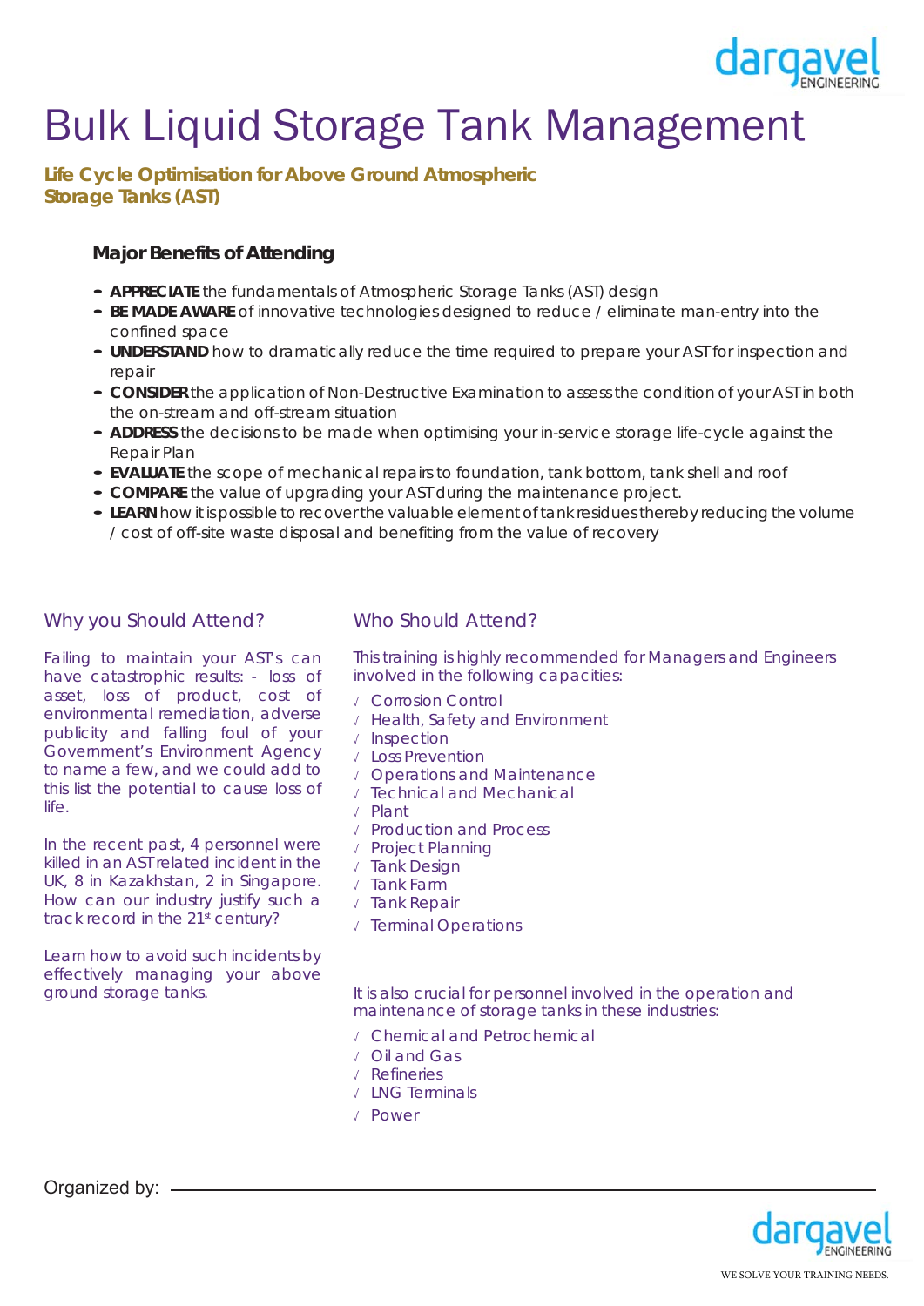# Bulk Liquid Storage Tank Management

**Life Cycle Optimisation for Above Ground Atmospheric Storage Tanks (AST)**

### Major Benefits of Attending

- **APPRECIATE** the fundamentals of Atmospheric Storage Tanks (AST) design
- **BE MADE AWARE** of innovative technologies designed to reduce / eliminate man-entry into the confined space
- **UNDERSTAND** how to dramatically reduce the time required to prepare your AST for inspection and repair
- **CONSIDER** the application of Non-Destructive Examination to assess the condition of your AST in both the on-stream and off-stream situation
- **ADDRESS** the decisions to be made when optimising your in-service storage life-cycle against the Repair Plan
- **EVALUATE** the scope of mechanical repairs to foundation, tank bottom, tank shell and roof
- **COMPARE** the value of upgrading your AST during the maintenance project.
- **LEARN** how it is possible to recover the valuable element of tank residues thereby reducing the volume / cost of off-site waste disposal and benefiting from the value of recovery

## Why you Should Attend?

Failing to maintain your AST's can have catastrophic results: - loss of asset, loss of product, cost of environmental remediation, adverse publicity and falling foul of your Government's Environment Agency to name a few, and we could add to this list the potential to cause loss of life.

In the recent past, 4 personnel were killed in an AST related incident in the UK, 8 in Kazakhstan, 2 in Singapore. How can our industry justify such a track record in the 21st century?

Learn how to avoid such incidents by effectively managing your above ground storage tanks.

## Who Should Attend?

This training is highly recommended for Managers and Engineers involved in the following capacities:

- √ Corrosion Control
- √ Health, Safety and Environment
- √ Inspection
- √ Loss Prevention
- √ Operations and Maintenance
- √ Technical and Mechanical
- √ Plant
- √ Production and Process
- √ Project Planning
- √ Tank Design
- √ Tank Farm
- √ Tank Repair
- √ Terminal Operations

It is also crucial for personnel involved in the operation and maintenance of storage tanks in these industries:

- √ Chemical and Petrochemical
- √ Oil and Gas
- √ Refineries
- √ LNG Terminals
- √ Power

Organized by:

dargavel ENGINEERING

WE SOLVE YOUR TRAINING NEEDS.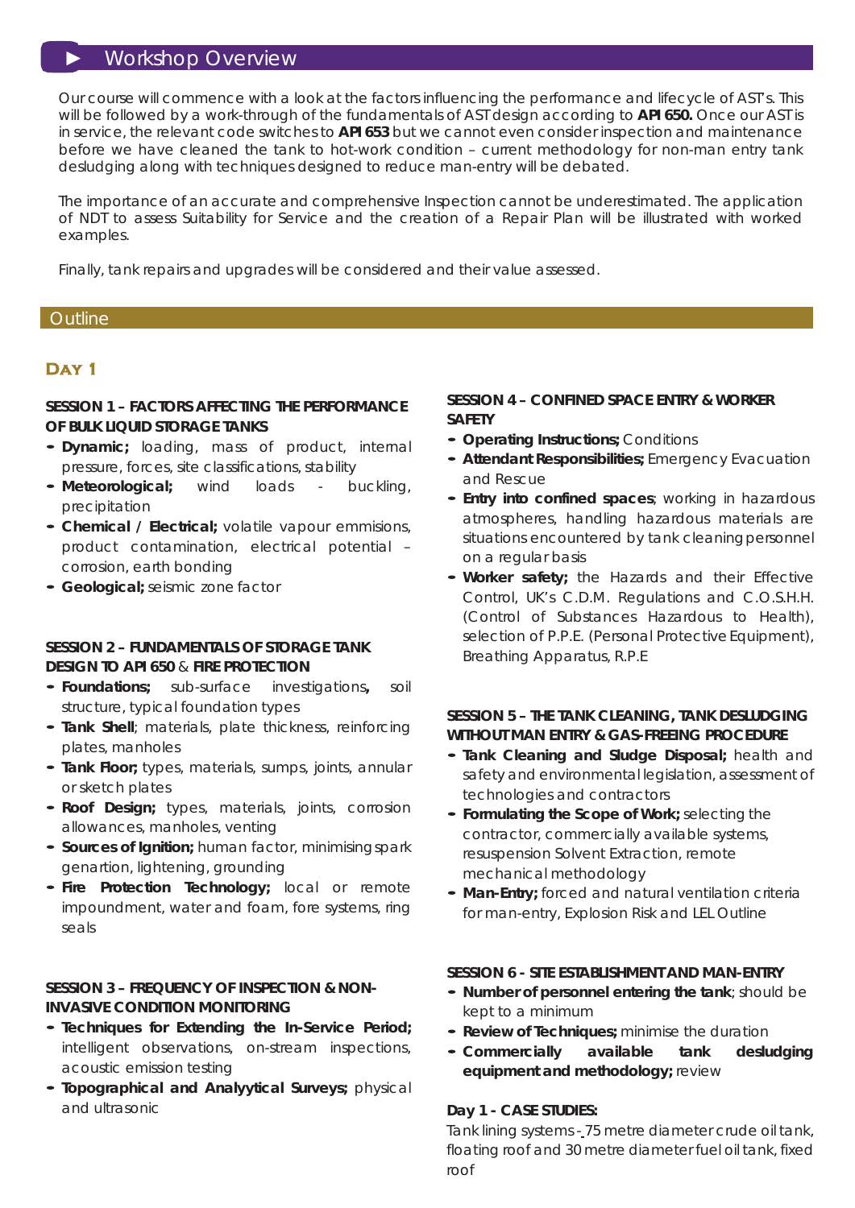## ► Workshop Overview

Our course will commence with a look at the factors influencing the performance and lifecycle of AST's. This will be followed by a work-through of the fundamentals of AST design according to **API 650.** Once our AST is in service, the relevant code switches to **API 653** but we cannot even consider inspection and maintenance before we have cleaned the tank to hot-work condition – current methodology for non-man entry tank desludging along with techniques designed to reduce man-entry will be debated.

The importance of an accurate and comprehensive Inspection cannot be underestimated. The application of NDT to assess Suitability for Service and the creation of a Repair Plan will be illustrated with worked examples.

Finally, tank repairs and upgrades will be considered and their value assessed.

## Outline

### Day 1

**SESSION 1 – FACTORS AFFECTING THE PERFORMANCE OF BULK LIQUID STORAGE TANKS**

- **Dynamic;** loading, mass of product, internal pressure, forces, site classifications, stability
- **Meteorological;** wind loads - buckling, precipitation
- **Chemical / Electrical;** volatile vapour emmisions, product contamination, electrical potential – corrosion, earth bonding
- **Geological;** seismic zone factor

**SESSION 2 – FUNDAMENTALS OF STORAGE TANK DESIGN TO API 650 & FIRE PROTECTION**

- **Foundations;** sub-surface investigations**,** soil structure, typical foundation types
- **Tank Shell**; materials, plate thickness, reinforcing plates, manholes
- **Tank Floor;** types, materials, sumps, joints, annular or sketch plates
- **Roof Design;** types, materials, joints, corrosion allowances, manholes, venting
- **Sources of Ignition;** human factor, minimising spark genartion, lightening, grounding
- **Fire Protection Technology;** local or remote impoundment, water and foam, fore systems, ring seals

**SESSION 3 – FREQUENCY OF INSPECTION & NON-INVASIVE CONDITION MONITORING**

- **Techniques for Extending the In-Service Period;** intelligent observations, on-stream inspections, acoustic emission testing
- **Topographical and Analyytical Surveys;** physical and ultrasonic

**SESSION 4 – CONFINED SPACE ENTRY & WORKER SAFETY**

- **Operating Instructions;** Conditions
- **Attendant Responsibilities;** Emergency Evacuation and Rescue
- **Entry into confined spaces**; working in hazardous atmospheres, handling hazardous materials are situations encountered by tank cleaning personnel on a regular basis
- **Worker safety;** the Hazards and their Effective Control, UK's C.D.M. Regulations and C.O.S.H.H. (Control of Substances Hazardous to Health), selection of P.P.E. (Personal Protective Equipment), Breathing Apparatus, R.P.E

**SESSION 5 – THE TANK CLEANING, TANK DESLUDGING WITHOUT MAN ENTRY & GAS-FREEING PROCEDURE**

- **Tank Cleaning and Sludge Disposal;** health and safety and environmental legislation, assessment of technologies and contractors
- **Formulating the Scope of Work;** selecting the contractor, commercially available systems, resuspension Solvent Extraction, remote mechanical methodology
- **Man-Entry;** forced and natural ventilation criteria for man-entry, Explosion Risk and LEL Outline

**SESSION 6 - SITE ESTABLISHMENT AND MAN-ENTRY**

- **Number of personnel entering the tank**; should be kept to a minimum
- **Review of Techniques;** minimise the duration
- **Commercially available tank desludging equipment and methodology;** review

**Day 1 - CASE STUDIES:**

Tank lining systems - 75 metre diameter crude oil tank, floating roof and 30 metre diameter fuel oil tank, fixed roof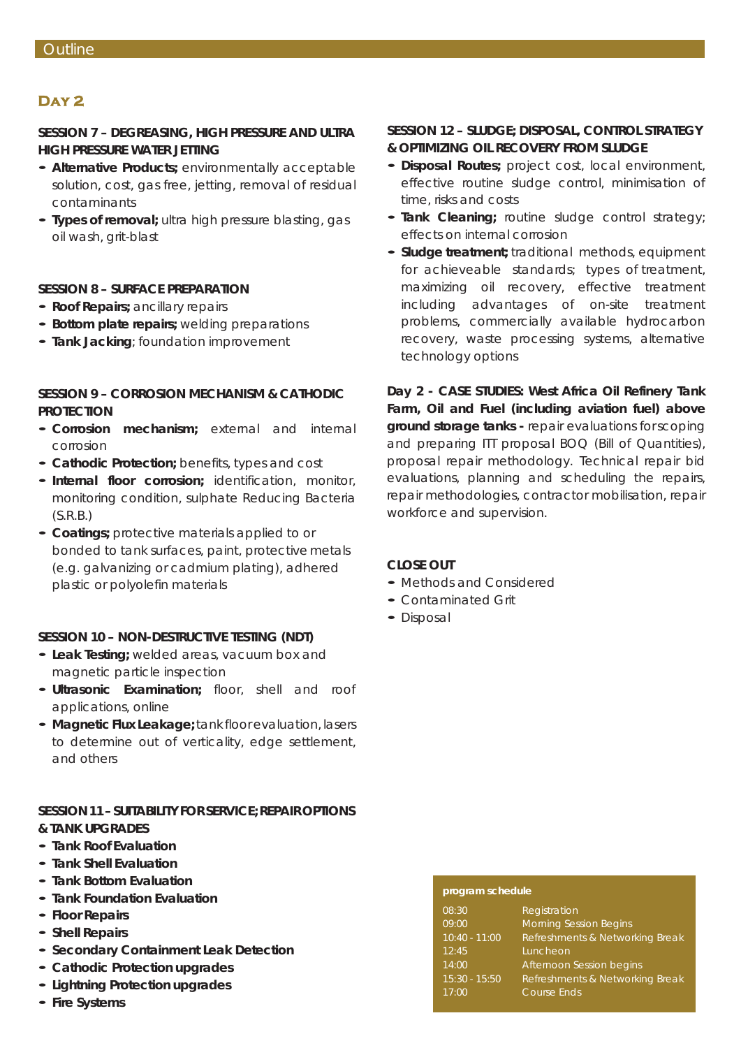## Outline

# Day 2

### SESSION 7 – DEGREASING, HIGH PRESSURE AND ULTRA HIGH PRESSURE WATER JETTING

- **Alternative Products;** environmentally acceptable solution, cost, gas free, jetting, removal of residual contaminants
- **Types of removal;** ultra high pressure blasting, gas oil wash, grit-blast

### SESSION 8 – SURFACE PREPARATION

- **Roof Repairs;** ancillary repairs
- **Bottom plate repairs;** welding preparations
- **Tank Jacking**; foundation improvement

### SESSION 9 – CORROSION MECHANISM & CATHODIC PROTECTION

- **Corrosion mechanism;** external and internal corrosion
- **Cathodic Protection;** benefits, types and cost
- **Internal floor corrosion;** identification, monitor, monitoring condition, sulphate Reducing Bacteria (S.R.B.)
- **Coatings;** protective materials applied to or bonded to tank surfaces, paint, protective metals (e.g. galvanizing or cadmium plating), adhered plastic or polyolefin materials

### SESSION 10 – NON-DESTRUCTIVE TESTING (NDT)

- **Leak Testing;** welded areas, vacuum box and magnetic particle inspection
- **Ultrasonic Examination;** floor, shell and roof applications, online
- **Magnetic Flux Leakage;** tank floor evaluation, lasers to determine out of verticality, edge settlement, and others

### SESSION 11 – SUITABILITY FOR SERVICE; REPAIR OPTIONS & TANK UPGRADES

- **Tank Roof Evaluation**
- **Tank Shell Evaluation**
- **Tank Bottom Evaluation**
- **Tank Foundation Evaluation**
- **Floor Repairs**
- **Shell Repairs**
- **Secondary Containment Leak Detection**
- **Cathodic Protection upgrades**
- **Lightning Protection upgrades**
- **Fire Systems**

### SESSION 12 – SLUDGE; DISPOSAL, CONTROL STRATEGY & OPTIMIZING OIL RECOVERY FROM SLUDGE

- **Disposal Routes;** project cost, local environment, effective routine sludge control, minimisation of time, risks and costs
- **Tank Cleaning;** routine sludge control strategy; effects on internal corrosion
- **Sludge treatment;** traditional methods, equipment for achieveable standards; types of treatment, maximizing oil recovery, effective treatment including advantages of on-site treatment problems, commercially available hydrocarbon recovery, waste processing systems, alternative technology options

**Day 2 - CASE STUDIES: West Africa Oil Refinery Tank Farm, Oil and Fuel (including aviation fuel) above ground storage tanks -** repair evaluations for scoping and preparing ITT proposal BOQ (Bill of Quantities), proposal repair methodology. Technical repair bid evaluations, planning and scheduling the repairs, repair methodologies, contractor mobilisation, repair workforce and supervision.

### CLOSE OUT

- Methods and Considered
- Contaminated Grit
- Disposal

**program schedule**

| | |
|---|---|
| 08:30 | Registration |
| 09:00 | Morning Session Begins |
| 10:40 - 11:00 | Refreshments & Networking Break |
| 12:45 | Luncheon |
| 14:00 | Afternoon Session begins |
| 15:30 - 15:50 | Refreshments & Networking Break |
| 17:00 | Course Ends |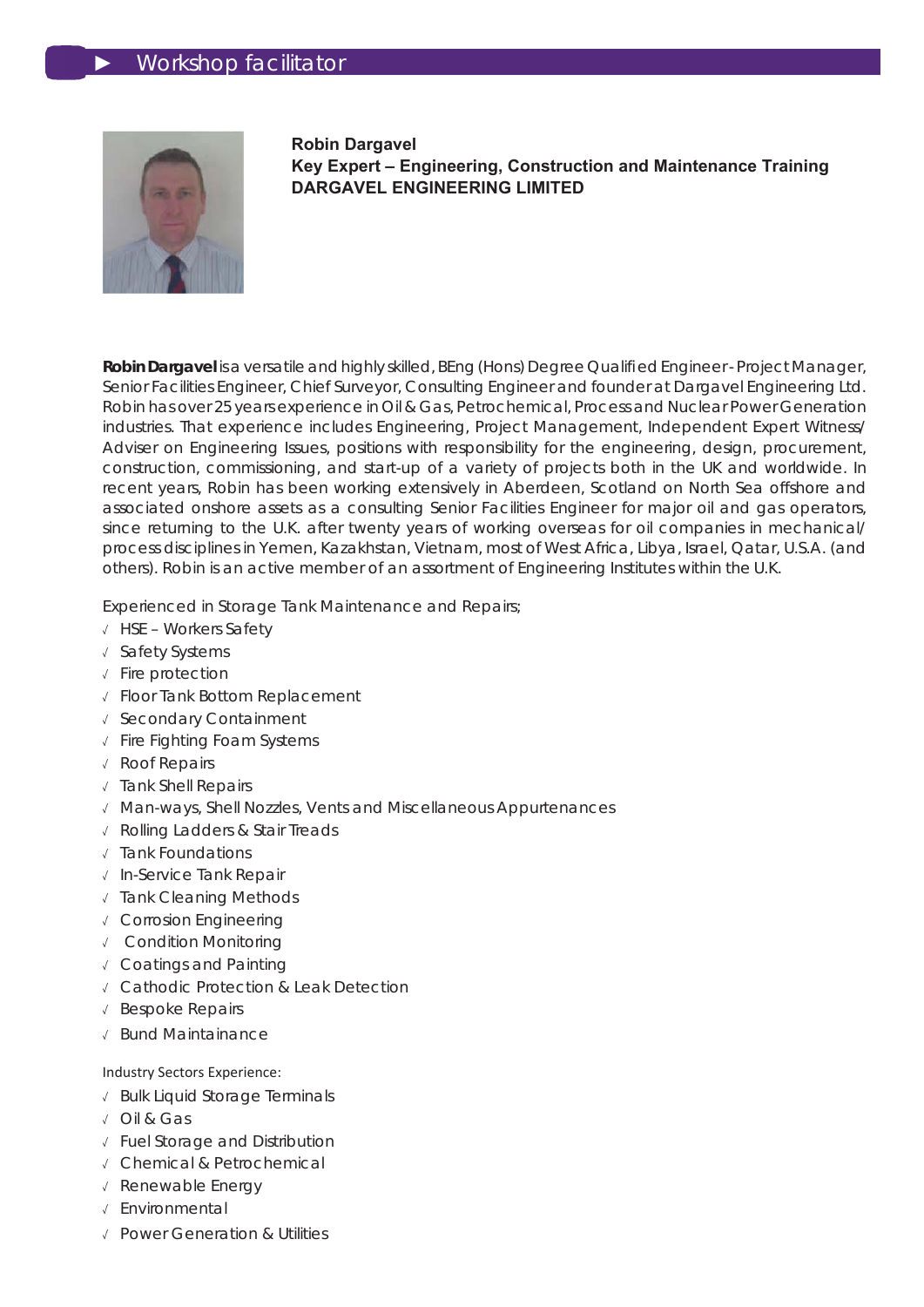## ► Workshop facilitator

**Robin Dargavel**
**Key Expert – Engineering, Construction and Maintenance Training**
**DARGAVEL ENGINEERING LIMITED**

**Robin Dargavel** is a versatile and highly skilled, BEng (Hons) Degree Qualified Engineer - Project Manager, Senior Facilities Engineer, Chief Surveyor, Consulting Engineer and founder at Dargavel Engineering Ltd. Robin has over 25 years experience in Oil & Gas, Petrochemical, Process and Nuclear Power Generation industries. That experience includes Engineering, Project Management, Independent Expert Witness/ Adviser on Engineering Issues, positions with responsibility for the engineering, design, procurement, construction, commissioning, and start-up of a variety of projects both in the UK and worldwide. In recent years, Robin has been working extensively in Aberdeen, Scotland on North Sea offshore and associated onshore assets as a consulting Senior Facilities Engineer for major oil and gas operators, since returning to the U.K. after twenty years of working overseas for oil companies in mechanical/ process disciplines in Yemen, Kazakhstan, Vietnam, most of West Africa, Libya, Israel, Qatar, U.S.A. (and others). Robin is an active member of an assortment of Engineering Institutes within the U.K.

Experienced in Storage Tank Maintenance and Repairs;

- √ HSE – Workers Safety
- √ Safety Systems
- √ Fire protection
- √ Floor Tank Bottom Replacement
- √ Secondary Containment
- √ Fire Fighting Foam Systems
- √ Roof Repairs
- √ Tank Shell Repairs
- √ Man-ways, Shell Nozzles, Vents and Miscellaneous Appurtenances
- √ Rolling Ladders & Stair Treads
- √ Tank Foundations
- √ In-Service Tank Repair
- √ Tank Cleaning Methods
- √ Corrosion Engineering
- √ Condition Monitoring
- √ Coatings and Painting
- √ Cathodic Protection & Leak Detection
- √ Bespoke Repairs
- √ Bund Maintainance

Industry Sectors Experience:

- √ Bulk Liquid Storage Terminals
- √ Oil & Gas
- √ Fuel Storage and Distribution
- √ Chemical & Petrochemical
- √ Renewable Energy
- √ Environmental
- √ Power Generation & Utilities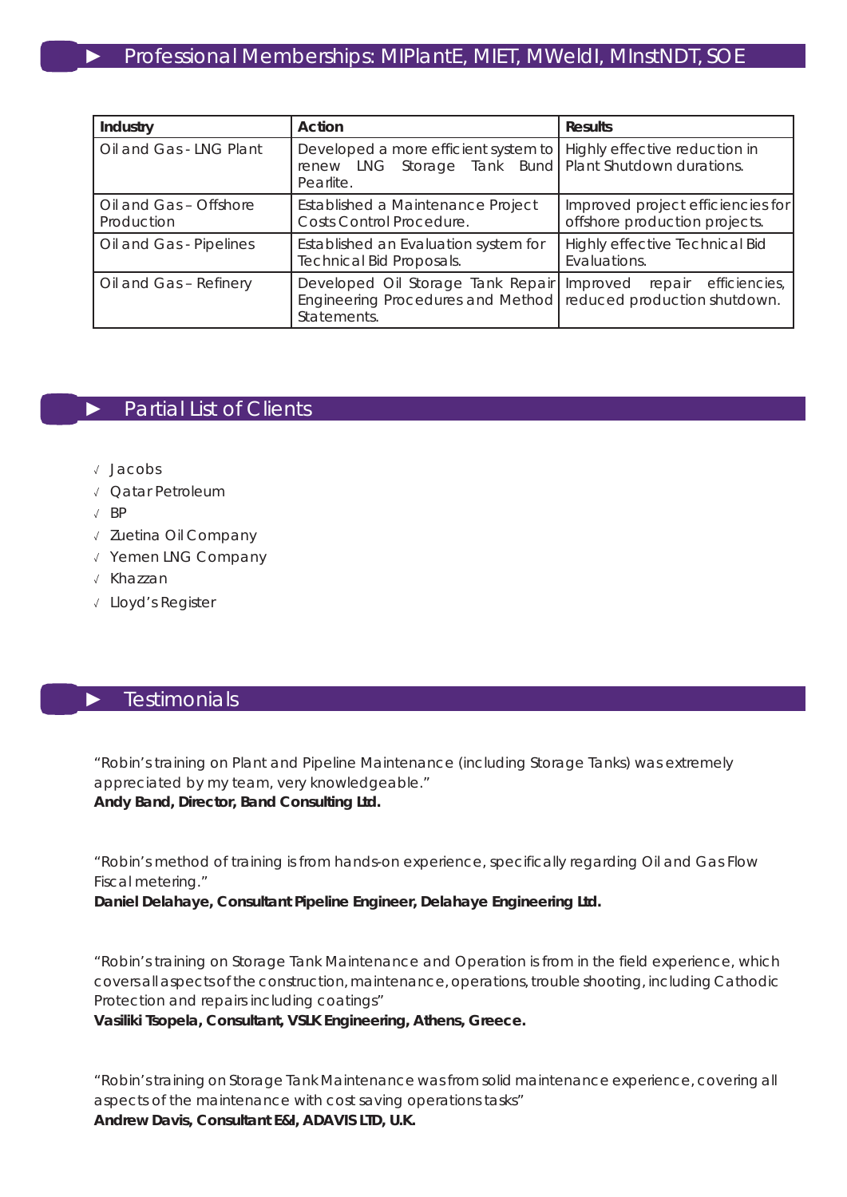## ► Professional Memberships: MIPlantE, MIET, MWeldI, MInstNDT, SOE

| Industry | Action | Results |
|---|---|---|
| Oil and Gas - LNG Plant | Developed a more efficient system to renew LNG Storage Tank Bund Pearlite. | Highly effective reduction in Plant Shutdown durations. |
| Oil and Gas – Offshore Production | Established a Maintenance Project Costs Control Procedure. | Improved project efficiencies for offshore production projects. |
| Oil and Gas - Pipelines | Established an Evaluation system for Technical Bid Proposals. | Highly effective Technical Bid Evaluations. |
| Oil and Gas – Refinery | Developed Oil Storage Tank Repair Engineering Procedures and Method Statements. | Improved repair efficiencies, reduced production shutdown. |

## ► Partial List of Clients

- √ Jacobs
- √ Qatar Petroleum
- √ BP
- √ Zuetina Oil Company
- √ Yemen LNG Company
- √ Khazzan
- √ Lloyd's Register

## ► Testimonials

"Robin's training on Plant and Pipeline Maintenance (including Storage Tanks) was extremely appreciated by my team, very knowledgeable."
**Andy Band, Director, Band Consulting Ltd.**

"Robin's method of training is from hands-on experience, specifically regarding Oil and Gas Flow Fiscal metering."
**Daniel Delahaye, Consultant Pipeline Engineer, Delahaye Engineering Ltd.**

"Robin's training on Storage Tank Maintenance and Operation is from in the field experience, which covers all aspects of the construction, maintenance, operations, trouble shooting, including Cathodic Protection and repairs including coatings"
**Vasiliki Tsopela, Consultant, VSLK Engineering, Athens, Greece.**

"Robin's training on Storage Tank Maintenance was from solid maintenance experience, covering all aspects of the maintenance with cost saving operations tasks"
**Andrew Davis, Consultant E&I, ADAVIS LTD, U.K.**